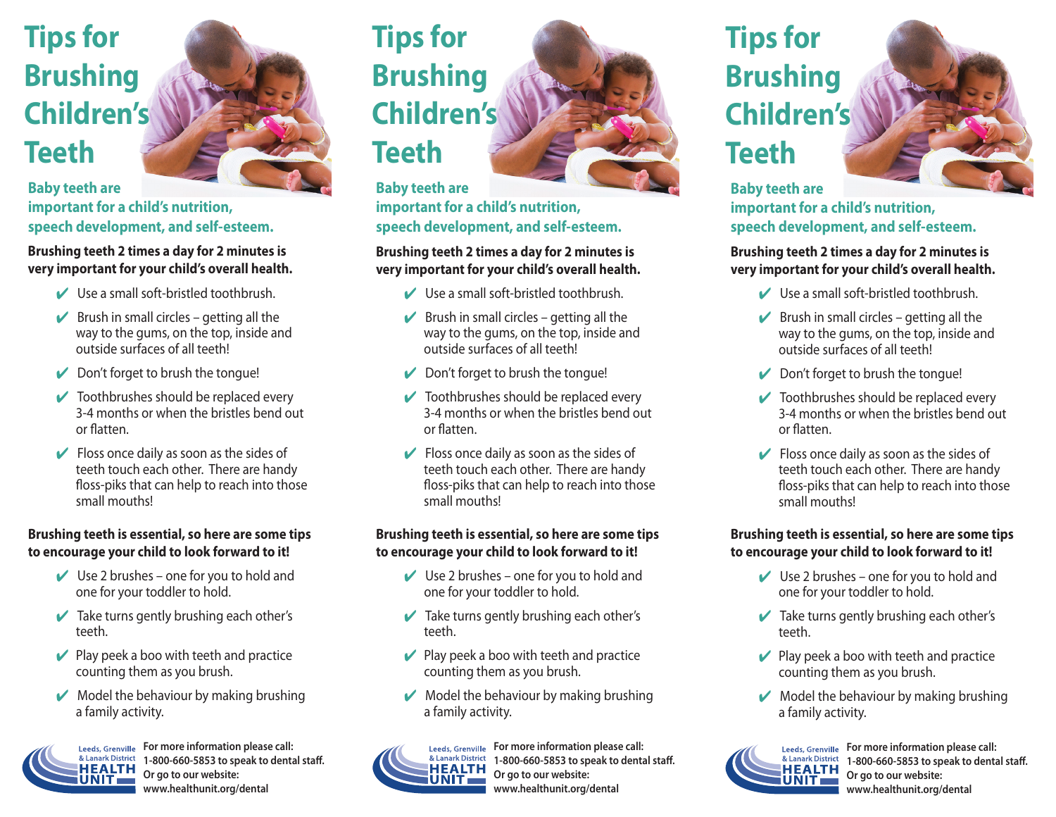# Tips for Brushing Children's Teeth

**Baby teeth are important for a child's nutrition, speech development, and self-esteem.**

**Brushing teeth 2 times a day for 2 minutes is very important for your child's overall health.**

- ✔ Use a small soft-bristled toothbrush.
- ✔ Brush in small circles – getting all the way to the gums, on the top, inside and outside surfaces of all teeth!
- ✔ Don't forget to brush the tongue!
- ✔ Toothbrushes should be replaced every 3-4 months or when the bristles bend out or flatten.
- ✔ Floss once daily as soon as the sides of teeth touch each other. There are handy floss-piks that can help to reach into those small mouths!

**Brushing teeth is essential, so here are some tips to encourage your child to look forward to it!**

- ✔ Use 2 brushes – one for you to hold and one for your toddler to hold.
- ✔ Take turns gently brushing each other's teeth.
- ✔ Play peek a boo with teeth and practice counting them as you brush.
- ✔ Model the behaviour by making brushing a family activity.

Leeds, Grenville & Lanark District HEALTH UNIT

**For more information please call:**
**1-800-660-5853 to speak to dental staff.**
**Or go to our website:**
**www.healthunit.org/dental**

# Tips for Brushing Children's Teeth

**Baby teeth are important for a child's nutrition, speech development, and self-esteem.**

**Brushing teeth 2 times a day for 2 minutes is very important for your child's overall health.**

- ✔ Use a small soft-bristled toothbrush.
- ✔ Brush in small circles – getting all the way to the gums, on the top, inside and outside surfaces of all teeth!
- ✔ Don't forget to brush the tongue!
- ✔ Toothbrushes should be replaced every 3-4 months or when the bristles bend out or flatten.
- ✔ Floss once daily as soon as the sides of teeth touch each other. There are handy floss-piks that can help to reach into those small mouths!

**Brushing teeth is essential, so here are some tips to encourage your child to look forward to it!**

- ✔ Use 2 brushes – one for you to hold and one for your toddler to hold.
- ✔ Take turns gently brushing each other's teeth.
- ✔ Play peek a boo with teeth and practice counting them as you brush.
- ✔ Model the behaviour by making brushing a family activity.

Leeds, Grenville & Lanark District HEALTH UNIT

**For more information please call:**
**1-800-660-5853 to speak to dental staff.**
**Or go to our website:**
**www.healthunit.org/dental**

# Tips for Brushing Children's Teeth

**Baby teeth are important for a child's nutrition, speech development, and self-esteem.**

**Brushing teeth 2 times a day for 2 minutes is very important for your child's overall health.**

- ✔ Use a small soft-bristled toothbrush.
- ✔ Brush in small circles – getting all the way to the gums, on the top, inside and outside surfaces of all teeth!
- ✔ Don't forget to brush the tongue!
- ✔ Toothbrushes should be replaced every 3-4 months or when the bristles bend out or flatten.
- ✔ Floss once daily as soon as the sides of teeth touch each other. There are handy floss-piks that can help to reach into those small mouths!

**Brushing teeth is essential, so here are some tips to encourage your child to look forward to it!**

- ✔ Use 2 brushes – one for you to hold and one for your toddler to hold.
- ✔ Take turns gently brushing each other's teeth.
- ✔ Play peek a boo with teeth and practice counting them as you brush.
- ✔ Model the behaviour by making brushing a family activity.

Leeds, Grenville & Lanark District HEALTH UNIT

**For more information please call:**
**1-800-660-5853 to speak to dental staff.**
**Or go to our website:**
**www.healthunit.org/dental**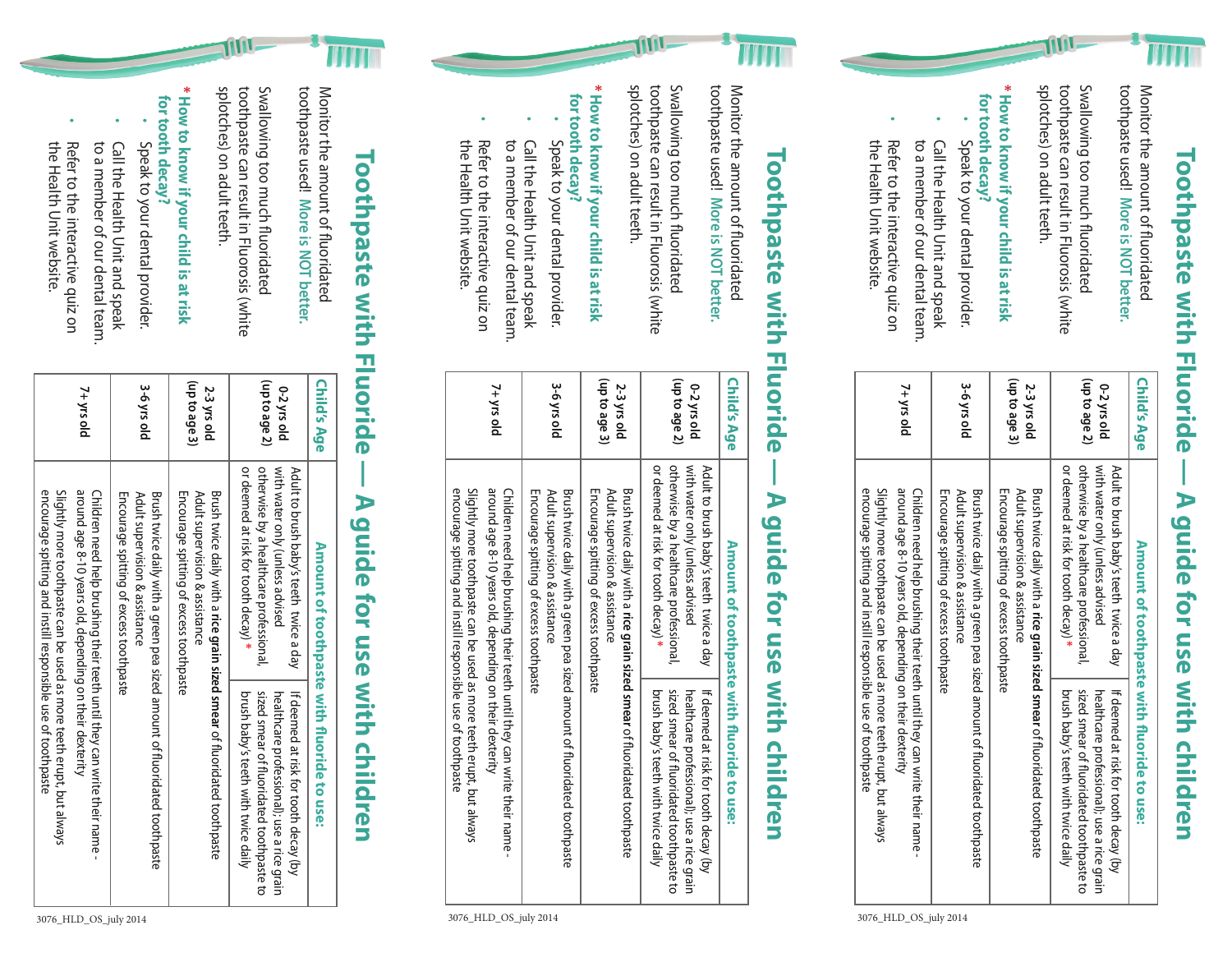# Toothpaste with Fluoride — A guide for use with children

Monitor the amount of fluoridated toothpaste used! **More is NOT better.**

Swallowing too much fluoridated toothpaste can result in Fluorosis (white splotches) on adult teeth.

**\*How to know if your child is at risk for tooth decay?**

- Speak to your dental provider.
- Call the Health Unit and speak to a member of our dental team.
- Refer to the interactive quiz on the Health Unit website.

| Child's Age | Amount of toothpaste with fluoride to use: | |
|---|---|---|
| **0-2 yrs old (up to age 2)** | Adult to brush baby's teeth twice a day with water only (unless advised otherwise by a healthcare professional, or deemed at risk for tooth decay) * | If deemed at risk for tooth decay (by healthcare professional); use a rice grain sized smear of fluoridated toothpaste to brush baby's teeth with twice daily |
| **2-3 yrs old (up to age 3)** | Brush twice daily with a **rice grain sized smear** of fluoridated toothpaste<br>Adult supervision & assistance<br>Encourage spitting of excess toothpaste | |
| **3-6 yrs old** | Brush twice daily with a green pea sized amount of fluoridated toothpaste<br>Adult supervision & assistance<br>Encourage spitting of excess toothpaste | |
| **7+ yrs old** | Children need help brushing their teeth until they can write their name - around age 8-10 years old, depending on their dexterity<br>Slightly more toothpaste can be used as more teeth erupt, but always encourage spitting and instill responsible use of toothpaste | |

3076_HLD_OS_july 2014

# Toothpaste with Fluoride — A guide for use with children

Monitor the amount of fluoridated toothpaste used! **More is NOT better.**

Swallowing too much fluoridated toothpaste can result in Fluorosis (white splotches) on adult teeth.

**\*How to know if your child is at risk for tooth decay?**

- Speak to your dental provider.
- Call the Health Unit and speak to a member of our dental team.
- Refer to the interactive quiz on the Health Unit website.

| Child's Age | Amount of toothpaste with fluoride to use: | |
|---|---|---|
| **0-2 yrs old (up to age 2)** | Adult to brush baby's teeth twice a day with water only (unless advised otherwise by a healthcare professional, or deemed at risk for tooth decay) * | If deemed at risk for tooth decay (by healthcare professional); use a rice grain sized smear of fluoridated toothpaste to brush baby's teeth with twice daily |
| **2-3 yrs old (up to age 3)** | Brush twice daily with a **rice grain sized smear** of fluoridated toothpaste<br>Adult supervision & assistance<br>Encourage spitting of excess toothpaste | |
| **3-6 yrs old** | Brush twice daily with a green pea sized amount of fluoridated toothpaste<br>Adult supervision & assistance<br>Encourage spitting of excess toothpaste | |
| **7+ yrs old** | Children need help brushing their teeth until they can write their name - around age 8-10 years old, depending on their dexterity<br>Slightly more toothpaste can be used as more teeth erupt, but always encourage spitting and instill responsible use of toothpaste | |

3076_HLD_OS_july 2014

# Toothpaste with Fluoride — A guide for use with children

Monitor the amount of fluoridated toothpaste used! **More is NOT better.**

Swallowing too much fluoridated toothpaste can result in Fluorosis (white splotches) on adult teeth.

**\*How to know if your child is at risk for tooth decay?**

- Speak to your dental provider.
- Call the Health Unit and speak to a member of our dental team.
- Refer to the interactive quiz on the Health Unit website.

| Child's Age | Amount of toothpaste with fluoride to use: | |
|---|---|---|
| **0-2 yrs old (up to age 2)** | Adult to brush baby's teeth twice a day with water only (unless advised otherwise by a healthcare professional, or deemed at risk for tooth decay) * | If deemed at risk for tooth decay (by healthcare professional); use a rice grain sized smear of fluoridated toothpaste to brush baby's teeth with twice daily |
| **2-3 yrs old (up to age 3)** | Brush twice daily with a **rice grain sized smear** of fluoridated toothpaste<br>Adult supervision & assistance<br>Encourage spitting of excess toothpaste | |
| **3-6 yrs old** | Brush twice daily with a green pea sized amount of fluoridated toothpaste<br>Adult supervision & assistance<br>Encourage spitting of excess toothpaste | |
| **7+ yrs old** | Children need help brushing their teeth until they can write their name - around age 8-10 years old, depending on their dexterity<br>Slightly more toothpaste can be used as more teeth erupt, but always encourage spitting and instill responsible use of toothpaste | |

3076_HLD_OS_july 2014